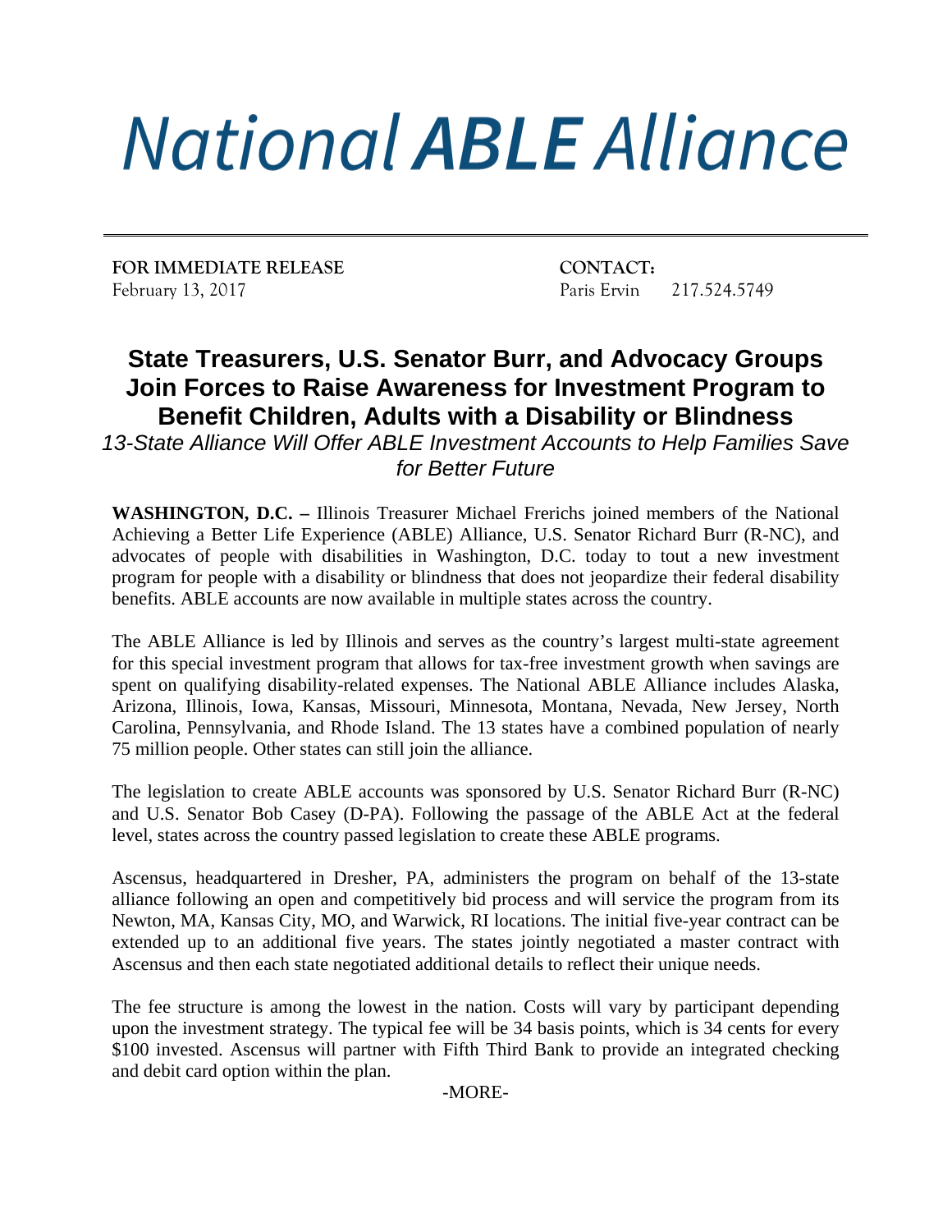# National ABLE Alliance

**FOR IMMEDIATE RELEASE**
February 13, 2017

**CONTACT:**
Paris Ervin 217.524.5749

## State Treasurers, U.S. Senator Burr, and Advocacy Groups Join Forces to Raise Awareness for Investment Program to Benefit Children, Adults with a Disability or Blindness

*13-State Alliance Will Offer ABLE Investment Accounts to Help Families Save for Better Future*

**WASHINGTON, D.C. –** Illinois Treasurer Michael Frerichs joined members of the National Achieving a Better Life Experience (ABLE) Alliance, U.S. Senator Richard Burr (R-NC), and advocates of people with disabilities in Washington, D.C. today to tout a new investment program for people with a disability or blindness that does not jeopardize their federal disability benefits. ABLE accounts are now available in multiple states across the country.

The ABLE Alliance is led by Illinois and serves as the country's largest multi-state agreement for this special investment program that allows for tax-free investment growth when savings are spent on qualifying disability-related expenses. The National ABLE Alliance includes Alaska, Arizona, Illinois, Iowa, Kansas, Missouri, Minnesota, Montana, Nevada, New Jersey, North Carolina, Pennsylvania, and Rhode Island. The 13 states have a combined population of nearly 75 million people. Other states can still join the alliance.

The legislation to create ABLE accounts was sponsored by U.S. Senator Richard Burr (R-NC) and U.S. Senator Bob Casey (D-PA). Following the passage of the ABLE Act at the federal level, states across the country passed legislation to create these ABLE programs.

Ascensus, headquartered in Dresher, PA, administers the program on behalf of the 13-state alliance following an open and competitively bid process and will service the program from its Newton, MA, Kansas City, MO, and Warwick, RI locations. The initial five-year contract can be extended up to an additional five years. The states jointly negotiated a master contract with Ascensus and then each state negotiated additional details to reflect their unique needs.

The fee structure is among the lowest in the nation. Costs will vary by participant depending upon the investment strategy. The typical fee will be 34 basis points, which is 34 cents for every $100 invested. Ascensus will partner with Fifth Third Bank to provide an integrated checking and debit card option within the plan.

-MORE-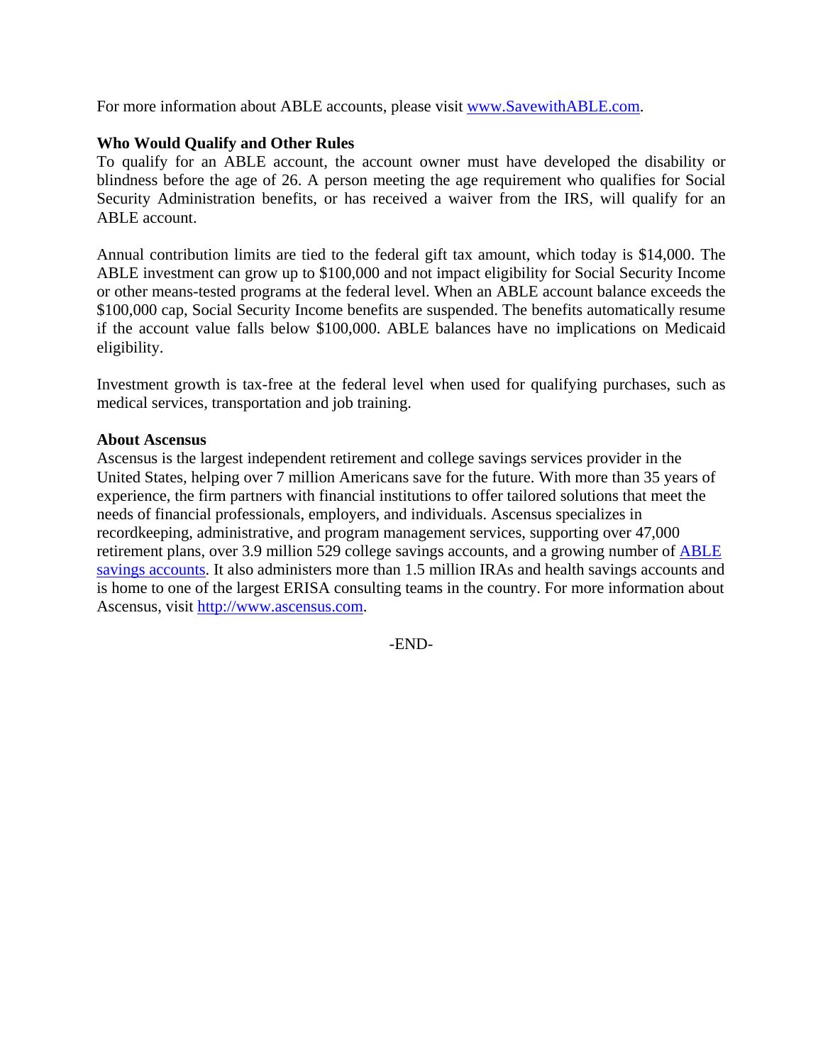For more information about ABLE accounts, please visit [www.SavewithABLE.com](http://www.SavewithABLE.com).

**Who Would Qualify and Other Rules**

To qualify for an ABLE account, the account owner must have developed the disability or blindness before the age of 26. A person meeting the age requirement who qualifies for Social Security Administration benefits, or has received a waiver from the IRS, will qualify for an ABLE account.

Annual contribution limits are tied to the federal gift tax amount, which today is $14,000. The ABLE investment can grow up to $100,000 and not impact eligibility for Social Security Income or other means-tested programs at the federal level. When an ABLE account balance exceeds the $100,000 cap, Social Security Income benefits are suspended. The benefits automatically resume if the account value falls below $100,000. ABLE balances have no implications on Medicaid eligibility.

Investment growth is tax-free at the federal level when used for qualifying purchases, such as medical services, transportation and job training.

**About Ascensus**

Ascensus is the largest independent retirement and college savings services provider in the United States, helping over 7 million Americans save for the future. With more than 35 years of experience, the firm partners with financial institutions to offer tailored solutions that meet the needs of financial professionals, employers, and individuals. Ascensus specializes in recordkeeping, administrative, and program management services, supporting over 47,000 retirement plans, over 3.9 million 529 college savings accounts, and a growing number of ABLE savings accounts. It also administers more than 1.5 million IRAs and health savings accounts and is home to one of the largest ERISA consulting teams in the country. For more information about Ascensus, visit [http://www.ascensus.com](http://www.ascensus.com).

-END-